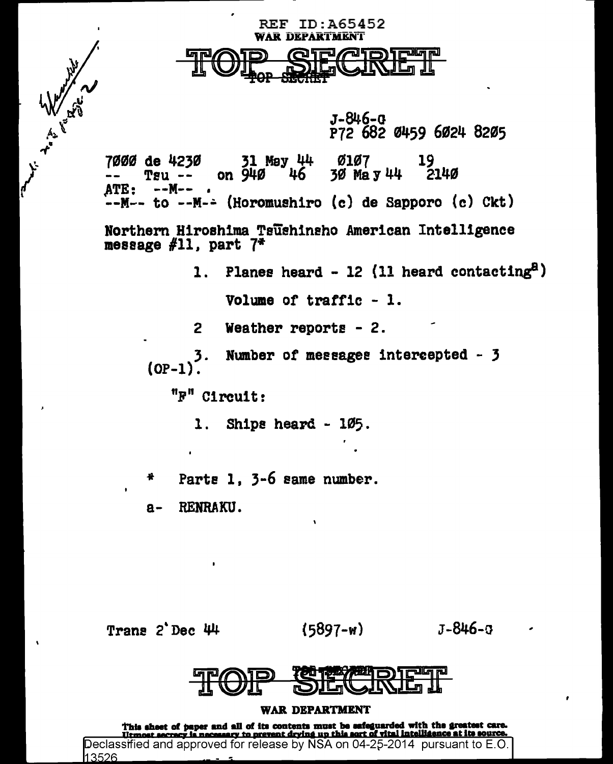REF ID:A65452

WAR DEPARTMENT

# TOP SECRET

TOP SECRET

J-846-G
P72 682 Ø459 6Ø24 82Ø5

7ØØØ de 423Ø    31 May 44    Ø1Ø7    19
--   Tsu --    on 94Ø    46    3Ø May 44    214Ø

ATE: --M-- .

--M-- to --M-- (Horomushiro (c) de Sapporo (c) Ckt)

Northern Hiroshima Tsūshinsho American Intelligence message #11, part 7*

1. Planes heard - 12 (11 heard contacting[a])

   Volume of traffic - 1.

2 Weather reports - 2.

3. Number of messages intercepted - 3 (OP-1).

"F" Circuit:

1. Ships heard - 1Ø5.

\* Parts 1, 3-6 same number.

a- RENRAKU.

Trans 2 Dec 44    (5897-w)    J-846-G

# TOP SECRET

WAR DEPARTMENT

This sheet of paper and all of its contents must be safeguarded with the greatest care. Utmost secrecy is necessary to prevent drying up this sort of vital intelligence at its source.

Declassified and approved for release by NSA on 04-25-2014 pursuant to E.O. 13526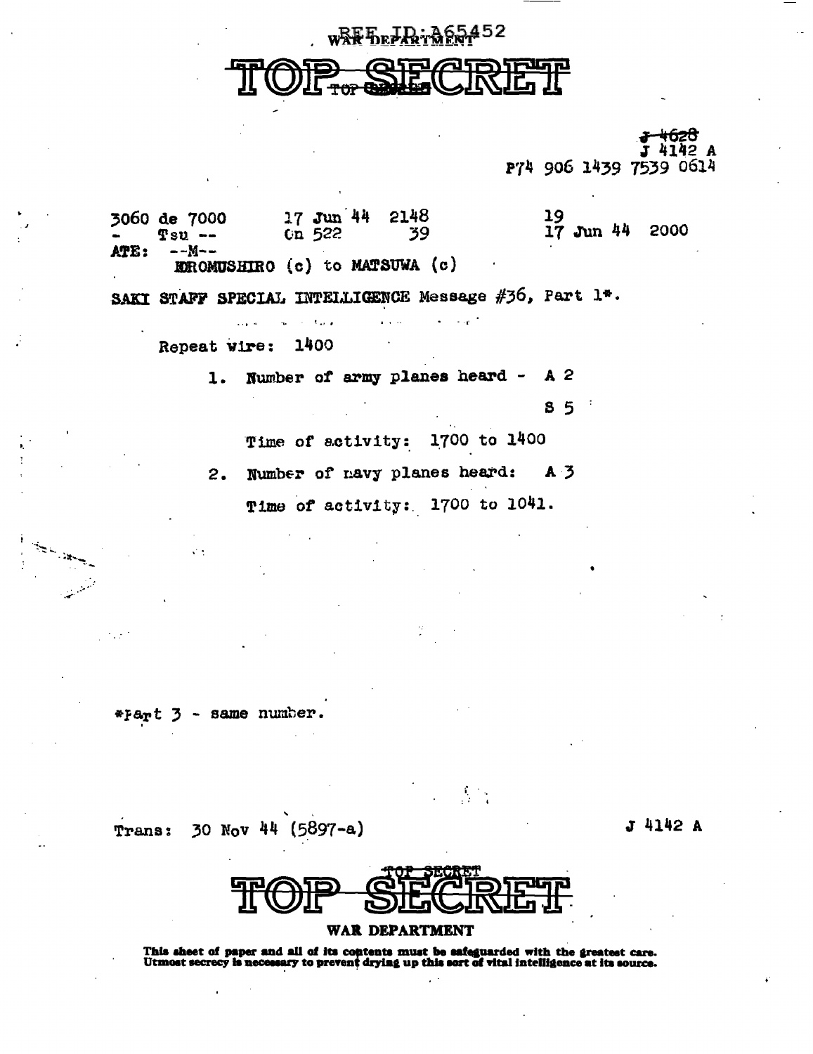REF ID:A65452
WAR DEPARTMENT

TOP SECRET

~~J 4628~~
J 4142 A
P74 906 1439 7539 0614

3060 de 7000 &nbsp;&nbsp;&nbsp; 17 Jun 44 &nbsp; 2148 &nbsp;&nbsp;&nbsp; 19
\- &nbsp; Tsu -- &nbsp;&nbsp;&nbsp; Cn 522 &nbsp;&nbsp; 39 &nbsp;&nbsp;&nbsp; 17 Jun 44 &nbsp; 2000
ATE: &nbsp; --M--
HOROMUSHIRO (c) to MATSUWA (c)

SAKI STAFF SPECIAL INTELLIGENCE Message #36, Part 1*.

Repeat wire: 1400

1. Number of army planes heard - A 2
   
   S 5
   
   Time of activity: 1700 to 1400

2. Number of navy planes heard: A 3
   
   Time of activity: 1700 to 1041.

*Part 3 - same number.

Trans: 30 Nov 44 (5897-a) &nbsp;&nbsp;&nbsp;&nbsp;&nbsp;&nbsp;&nbsp;&nbsp; J 4142 A

TOP SECRET

WAR DEPARTMENT

This sheet of paper and all of its contents must be safeguarded with the greatest care. Utmost secrecy is necessary to prevent drying up this sort of vital intelligence at its source.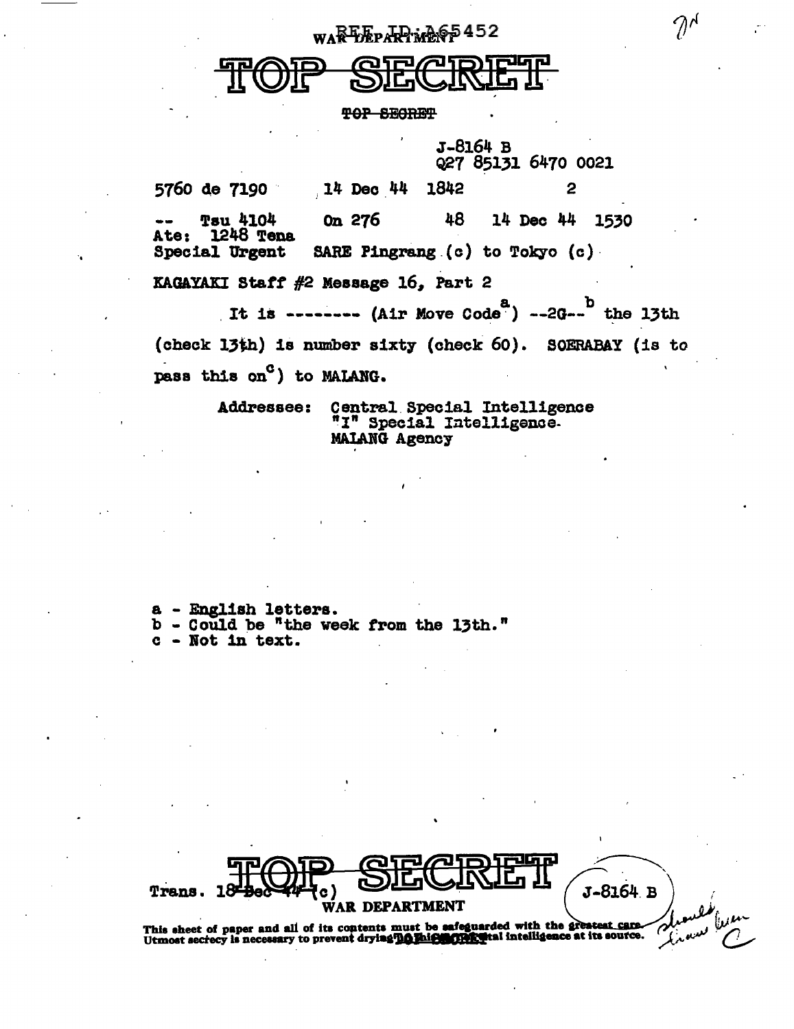REF ID:A65452
WAR DEPARTMENT

# TOP SECRET

~~TOP SECRET~~

J-8164 B
Q27 85131 6470 0021

5760 de 7190 14 Dec 44 1842 2

-- Tsu 4104 On 276 48 14 Dec 44 1530
Ate: 1248 Tena
Special Urgent SARE Pingrang (c) to Tokyo (c)

KAGAYAKI Staff #2 Message 16, Part 2

It is -------- (Air Move Code[a]) --2G--[b] the 13th (check 13th) is number sixty (check 60). SOERABAY (is to pass this on[c]) to MALANG.

Addressee: Central Special Intelligence
"I" Special Intelligence
MALANG Agency

a - English letters.
b - Could be "the week from the 13th."
c - Not in text.

# TOP SECRET

Trans. 18 Dec 44 (c)
WAR DEPARTMENT

J-8164 B

This sheet of paper and all of its contents must be safeguarded with the greatest care. Utmost secrecy is necessary to prevent drying up this vital intelligence at its source.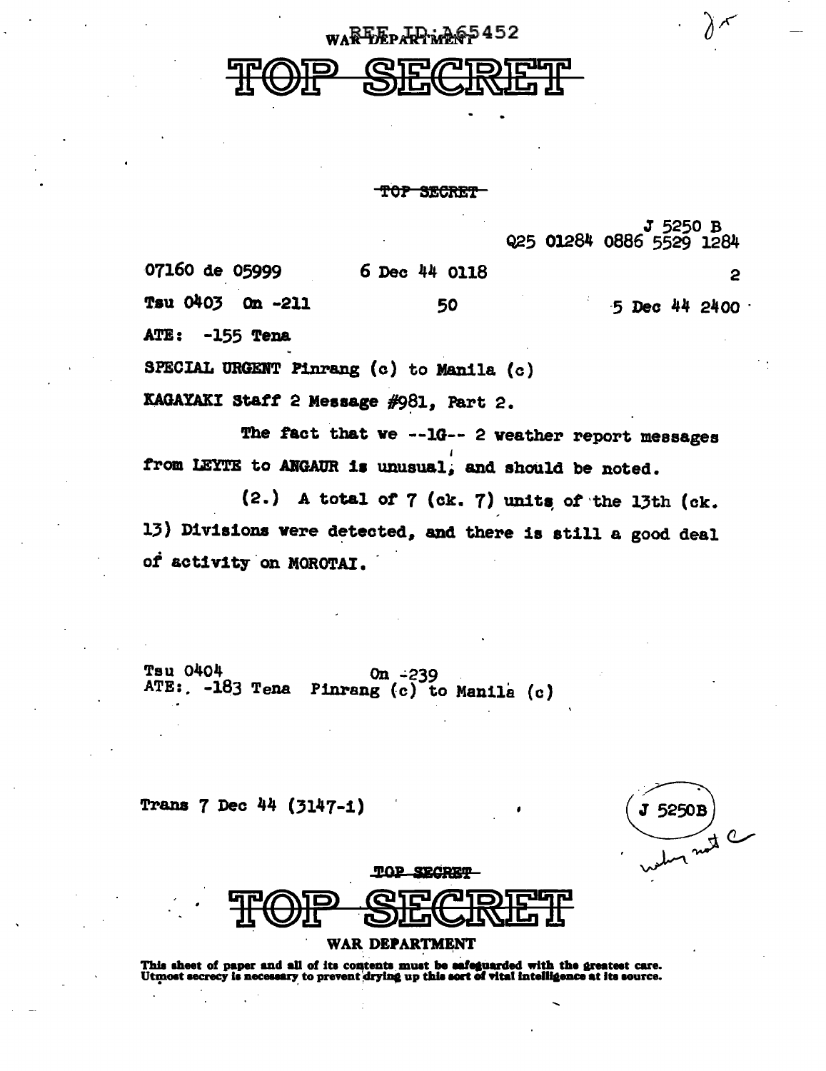REF ID:A65452
WAR DEPARTMENT

# TOP SECRET

~~TOP SECRET~~

J 5250 B
Q25 01284 0886 5529 1284

07160 de 05999 6 Dec 44 0118 2

Tsu 0403 On -211 50 5 Dec 44 2400

ATE: -155 Tena

SPECIAL URGENT Pinrang (c) to Manila (c)

KAGAYAKI Staff 2 Message #981, Part 2.

The fact that we --1G-- 2 weather report messages from LEYTE to ANGAUR is unusual, and should be noted.

(2.) A total of 7 (ck. 7) units of the 13th (ck. 13) Divisions were detected, and there is still a good deal of activity on MOROTAI.

Tsu 0404 On -239
ATE: -183 Tena Pinrang (c) to Manila (c)

Trans 7 Dec 44 (3147-1)

J 5250B

~~TOP SECRET~~

# TOP SECRET

WAR DEPARTMENT

This sheet of paper and all of its contents must be safeguarded with the greatest care. Utmost secrecy is necessary to prevent drying up this sort of vital intelligence at its source.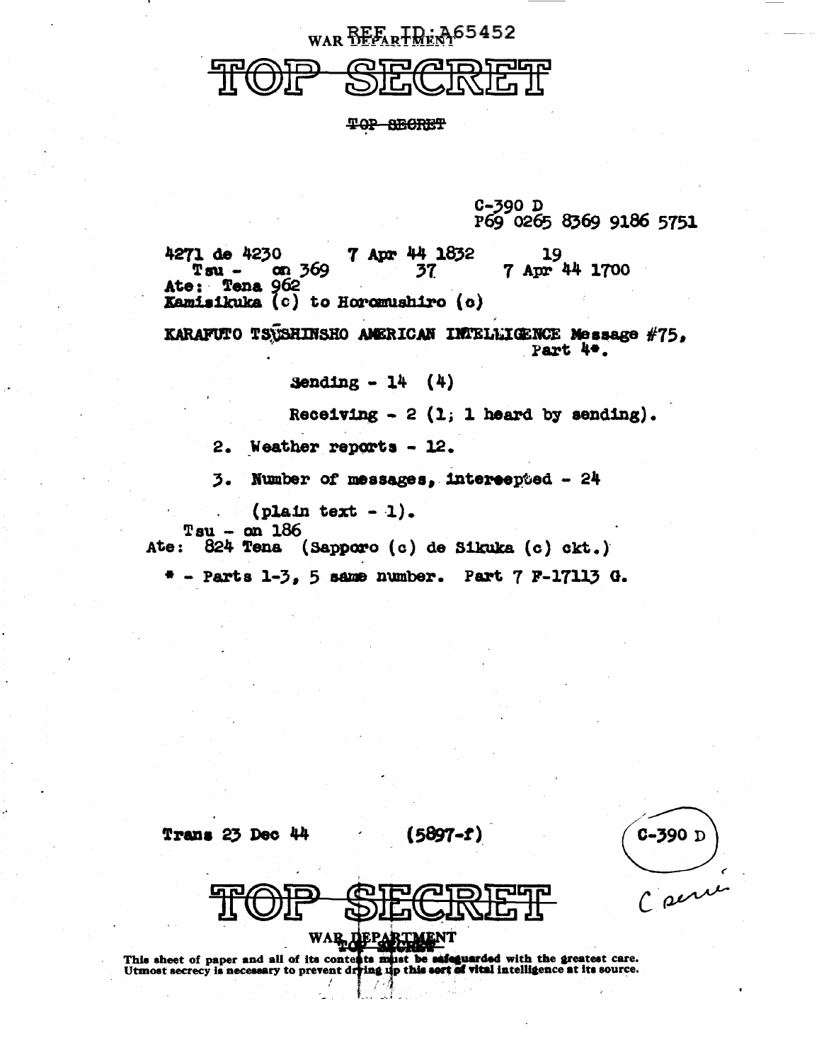WAR DEPARTMENT REF ID:A65452

TOP SECRET

TOP SECRET

C-390 D
P69 0265 8369 9186 5751

4271 de 4230    7 Apr 44 1832    19
Tsu - on 369    37    7 Apr 44 1700
Ate: Tena 962
Kamisikuka (c) to Horomushiro (c)

KARAFUTO TSUSHINSHO AMERICAN INTELLIGENCE Message #75, Part 4*.

Sending - 14 (4)

Receiving - 2 (1; 1 heard by sending).

2. Weather reports - 12.

3. Number of messages, intercepted - 24

(plain text - 1).

Tsu - on 186
Ate: 824 Tena (Sapporo (c) de Sikuka (c) ckt.)

* - Parts 1-3, 5 same number. Part 7 F-17113 G.

Trans 23 Dec 44    (5897-f)

C-390 D

C serie

TOP SECRET

WAR DEPARTMENT
TOP SECRET

This sheet of paper and all of its contents must be safeguarded with the greatest care. Utmost secrecy is necessary to prevent drying up this sort of vital intelligence at its source.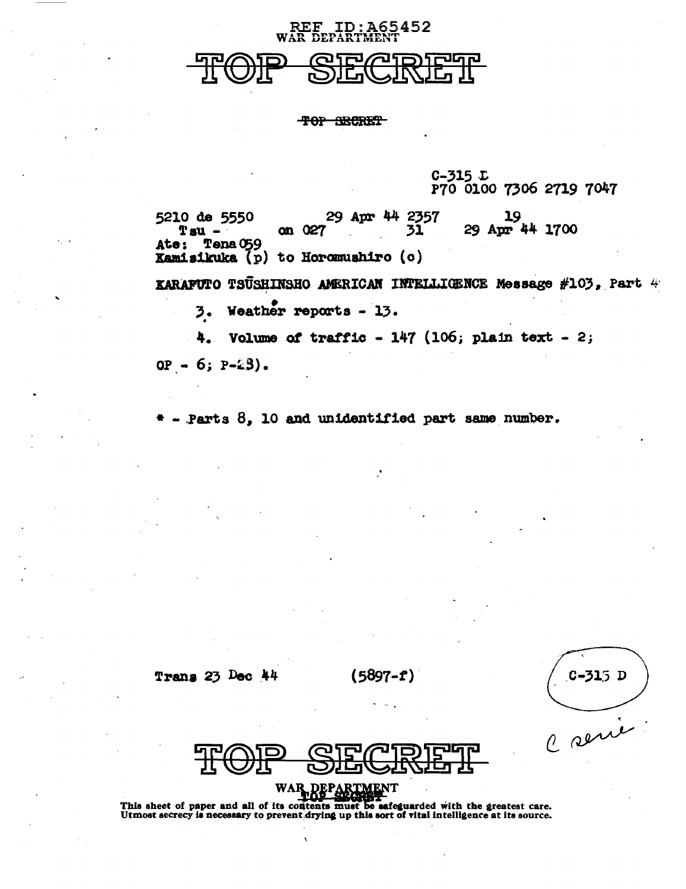REF ID:A65452
WAR DEPARTMENT

# TOP SECRET

~~TOP SECRET~~

C-315 D
P70 0100 7306 2719 7047

5210 de 5550 29 Apr 44 2357 19
Tsu - on 027 31 29 Apr 44 1700
Ate: Tena 059
Kamisikuka (p) to Horomushiro (c)

KARAFUTO TSŪSHINSHO AMERICAN INTELLIGENCE Message #103, Part 4

3. Weather reports - 13.

4. Volume of traffic - 147 (106; plain text - 2; OP - 6; P-23).

* - Parts 8, 10 and unidentified part same number.

Trans 23 Dec 44 (5897-f)

C-315 D

C serie

# TOP SECRET

WAR DEPARTMENT
~~TOP SECRET~~

This sheet of paper and all of its contents must be safeguarded with the greatest care.
Utmost secrecy is necessary to prevent drying up this sort of vital intelligence at its source.